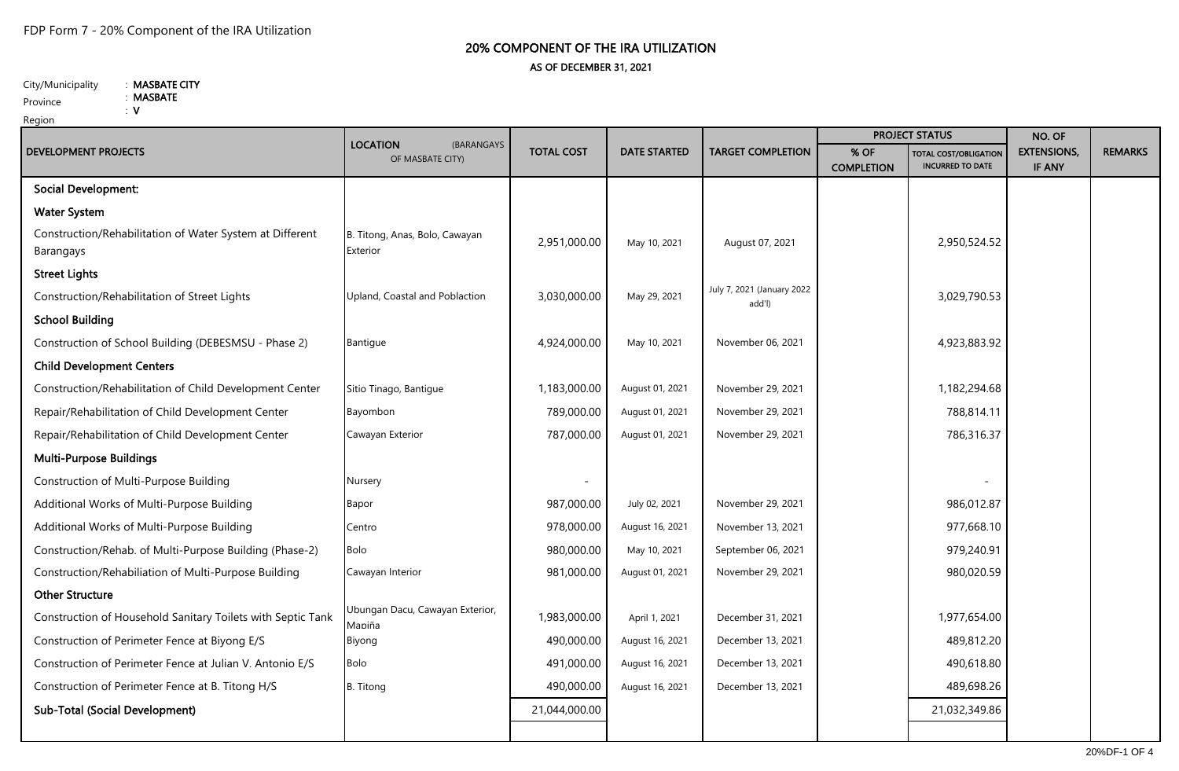FDP Form 7 - 20% Component of the IRA Utilization

# 20% COMPONENT OF THE IRA UTILIZATION

## AS OF DECEMBER 31, 2021

City/Municipality : **MASBATE CITY**
Province : **MASBATE**
Region : **V**

| DEVELOPMENT PROJECTS | LOCATION (BARANGAYS OF MASBATE CITY) | TOTAL COST | DATE STARTED | TARGET COMPLETION | PROJECT STATUS | | NO. OF EXTENSIONS, IF ANY | REMARKS |
|---|---|---|---|---|---|---|---|---|
| | | | | | % OF COMPLETION | TOTAL COST/OBLIGATION INCURRED TO DATE | | |
| **Social Development:** | | | | | | | | |
| **Water System** | | | | | | | | |
| Construction/Rehabilitation of Water System at Different Barangays | B. Titong, Anas, Bolo, Cawayan Exterior | 2,951,000.00 | May 10, 2021 | August 07, 2021 | | 2,950,524.52 | | |
| **Street Lights** | | | | | | | | |
| Construction/Rehabilitation of Street Lights | Upland, Coastal and Poblaction | 3,030,000.00 | May 29, 2021 | July 7, 2021 (January 2022 add'l) | | 3,029,790.53 | | |
| **School Building** | | | | | | | | |
| Construction of School Building (DEBESMSU - Phase 2) | Bantigue | 4,924,000.00 | May 10, 2021 | November 06, 2021 | | 4,923,883.92 | | |
| **Child Development Centers** | | | | | | | | |
| Construction/Rehabilitation of Child Development Center | Sitio Tinago, Bantigue | 1,183,000.00 | August 01, 2021 | November 29, 2021 | | 1,182,294.68 | | |
| Repair/Rehabilitation of Child Development Center | Bayombon | 789,000.00 | August 01, 2021 | November 29, 2021 | | 788,814.11 | | |
| Repair/Rehabilitation of Child Development Center | Cawayan Exterior | 787,000.00 | August 01, 2021 | November 29, 2021 | | 786,316.37 | | |
| **Multi-Purpose Buildings** | | | | | | | | |
| Construction of Multi-Purpose Building | Nursery | - | | | | - | | |
| Additional Works of Multi-Purpose Building | Bapor | 987,000.00 | July 02, 2021 | November 29, 2021 | | 986,012.87 | | |
| Additional Works of Multi-Purpose Building | Centro | 978,000.00 | August 16, 2021 | November 13, 2021 | | 977,668.10 | | |
| Construction/Rehab. of Multi-Purpose Building (Phase-2) | Bolo | 980,000.00 | May 10, 2021 | September 06, 2021 | | 979,240.91 | | |
| Construction/Rehabiliation of Multi-Purpose Building | Cawayan Interior | 981,000.00 | August 01, 2021 | November 29, 2021 | | 980,020.59 | | |
| **Other Structure** | | | | | | | | |
| Construction of Household Sanitary Toilets with Septic Tank | Ubungan Dacu, Cawayan Exterior, Mapiña | 1,983,000.00 | April 1, 2021 | December 31, 2021 | | 1,977,654.00 | | |
| Construction of Perimeter Fence at Biyong E/S | Biyong | 490,000.00 | August 16, 2021 | December 13, 2021 | | 489,812.20 | | |
| Construction of Perimeter Fence at Julian V. Antonio E/S | Bolo | 491,000.00 | August 16, 2021 | December 13, 2021 | | 490,618.80 | | |
| Construction of Perimeter Fence at B. Titong H/S | B. Titong | 490,000.00 | August 16, 2021 | December 13, 2021 | | 489,698.26 | | |
| **Sub-Total (Social Development)** | | 21,044,000.00 | | | | 21,032,349.86 | | |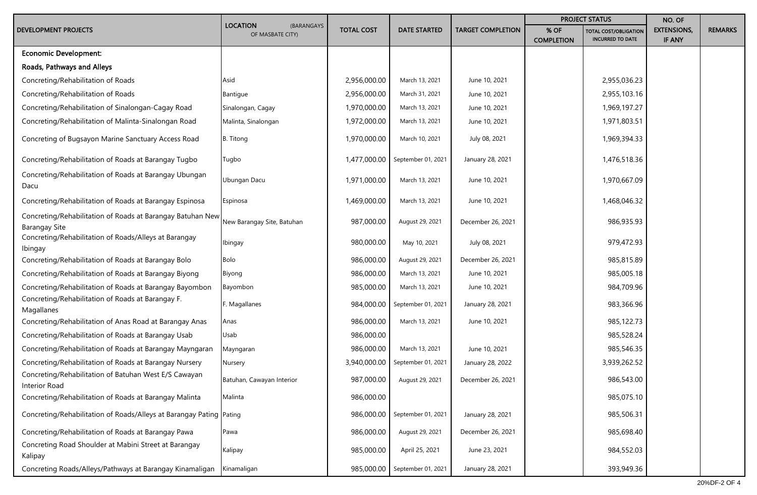| DEVELOPMENT PROJECTS | LOCATION (BARANGAYS OF MASBATE CITY) | TOTAL COST | DATE STARTED | TARGET COMPLETION | PROJECT STATUS | | NO. OF EXTENSIONS, IF ANY | REMARKS |
|---|---|---|---|---|---|---|---|---|
| | | | | | % OF COMPLETION | TOTAL COST/OBLIGATION INCURRED TO DATE | | |
| **Economic Development:** | | | | | | | | |
| **Roads, Pathways and Alleys** | | | | | | | | |
| Concreting/Rehabilitation of Roads | Asid | 2,956,000.00 | March 13, 2021 | June 10, 2021 | | 2,955,036.23 | | |
| Concreting/Rehabilitation of Roads | Bantigue | 2,956,000.00 | March 31, 2021 | June 10, 2021 | | 2,955,103.16 | | |
| Concreting/Rehabilitation of Sinalongan-Cagay Road | Sinalongan, Cagay | 1,970,000.00 | March 13, 2021 | June 10, 2021 | | 1,969,197.27 | | |
| Concreting/Rehabilitation of Malinta-Sinalongan Road | Malinta, Sinalongan | 1,972,000.00 | March 13, 2021 | June 10, 2021 | | 1,971,803.51 | | |
| Concreting of Bugsayon Marine Sanctuary Access Road | B. Titong | 1,970,000.00 | March 10, 2021 | July 08, 2021 | | 1,969,394.33 | | |
| Concreting/Rehabilitation of Roads at Barangay Tugbo | Tugbo | 1,477,000.00 | September 01, 2021 | January 28, 2021 | | 1,476,518.36 | | |
| Concreting/Rehabilitation of Roads at Barangay Ubungan Dacu | Ubungan Dacu | 1,971,000.00 | March 13, 2021 | June 10, 2021 | | 1,970,667.09 | | |
| Concreting/Rehabilitation of Roads at Barangay Espinosa | Espinosa | 1,469,000.00 | March 13, 2021 | June 10, 2021 | | 1,468,046.32 | | |
| Concreting/Rehabilitation of Roads at Barangay Batuhan New Barangay Site | New Barangay Site, Batuhan | 987,000.00 | August 29, 2021 | December 26, 2021 | | 986,935.93 | | |
| Concreting/Rehabilitation of Roads/Alleys at Barangay Ibingay | Ibingay | 980,000.00 | May 10, 2021 | July 08, 2021 | | 979,472.93 | | |
| Concreting/Rehabilitation of Roads at Barangay Bolo | Bolo | 986,000.00 | August 29, 2021 | December 26, 2021 | | 985,815.89 | | |
| Concreting/Rehabilitation of Roads at Barangay Biyong | Biyong | 986,000.00 | March 13, 2021 | June 10, 2021 | | 985,005.18 | | |
| Concreting/Rehabilitation of Roads at Barangay Bayombon | Bayombon | 985,000.00 | March 13, 2021 | June 10, 2021 | | 984,709.96 | | |
| Concreting/Rehabilitation of Roads at Barangay F. Magallanes | F. Magallanes | 984,000.00 | September 01, 2021 | January 28, 2021 | | 983,366.96 | | |
| Concreting/Rehabilitation of Anas Road at Barangay Anas | Anas | 986,000.00 | March 13, 2021 | June 10, 2021 | | 985,122.73 | | |
| Concreting/Rehabilitation of Roads at Barangay Usab | Usab | 986,000.00 | | | | 985,528.24 | | |
| Concreting/Rehabilitation of Roads at Barangay Mayngaran | Mayngaran | 986,000.00 | March 13, 2021 | June 10, 2021 | | 985,546.35 | | |
| Concreting/Rehabilitation of Roads at Barangay Nursery | Nursery | 3,940,000.00 | September 01, 2021 | January 28, 2022 | | 3,939,262.52 | | |
| Concreting/Rehabilitation of Batuhan West E/S Cawayan Interior Road | Batuhan, Cawayan Interior | 987,000.00 | August 29, 2021 | December 26, 2021 | | 986,543.00 | | |
| Concreting/Rehabilitation of Roads at Barangay Malinta | Malinta | 986,000.00 | | | | 985,075.10 | | |
| Concreting/Rehabilitation of Roads/Alleys at Barangay Pating | Pating | 986,000.00 | September 01, 2021 | January 28, 2021 | | 985,506.31 | | |
| Concreting/Rehabilitation of Roads at Barangay Pawa | Pawa | 986,000.00 | August 29, 2021 | December 26, 2021 | | 985,698.40 | | |
| Concreting Road Shoulder at Mabini Street at Barangay Kalipay | Kalipay | 985,000.00 | April 25, 2021 | June 23, 2021 | | 984,552.03 | | |
| Concreting Roads/Alleys/Pathways at Barangay Kinamaligan | Kinamaligan | 985,000.00 | September 01, 2021 | January 28, 2021 | | 393,949.36 | | |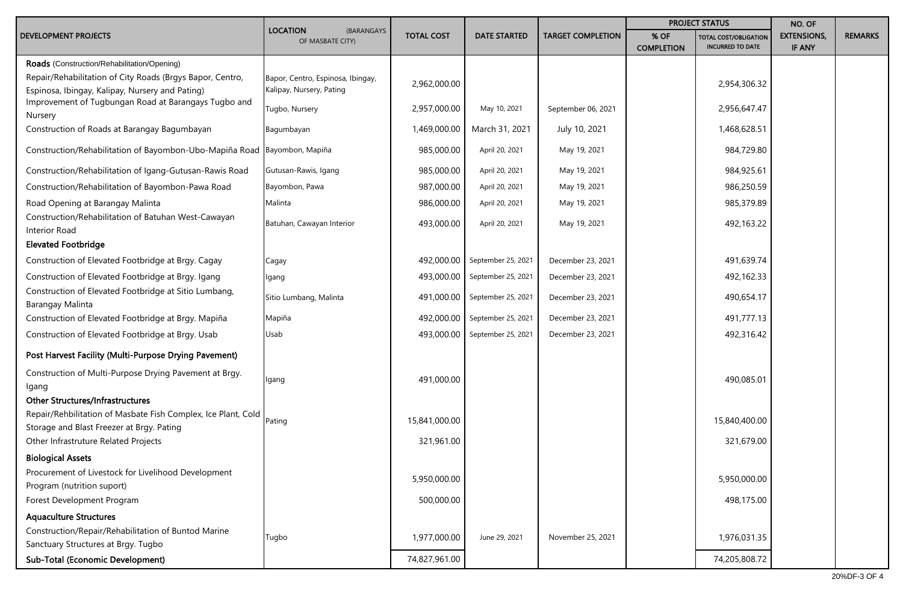| DEVELOPMENT PROJECTS | LOCATION (BARANGAYS OF MASBATE CITY) | TOTAL COST | DATE STARTED | TARGET COMPLETION | PROJECT STATUS | | NO. OF EXTENSIONS, IF ANY | REMARKS |
|---|---|---|---|---|---|---|---|---|
| | | | | | % OF COMPLETION | TOTAL COST/OBLIGATION INCURRED TO DATE | | |
| **Roads** (Construction/Rehabilitation/Opening) | | | | | | | | |
| Repair/Rehabilitation of City Roads (Brgys Bapor, Centro, Espinosa, Ibingay, Kalipay, Nursery and Pating) | Bapor, Centro, Espinosa, Ibingay, Kalipay, Nursery, Pating | 2,962,000.00 | | | | 2,954,306.32 | | |
| Improvement of Tugbungan Road at Barangays Tugbo and Nursery | Tugbo, Nursery | 2,957,000.00 | May 10, 2021 | September 06, 2021 | | 2,956,647.47 | | |
| Construction of Roads at Barangay Bagumbayan | Bagumbayan | 1,469,000.00 | March 31, 2021 | July 10, 2021 | | 1,468,628.51 | | |
| Construction/Rehabilitation of Bayombon-Ubo-Mapiña Road | Bayombon, Mapiña | 985,000.00 | April 20, 2021 | May 19, 2021 | | 984,729.80 | | |
| Construction/Rehabilitation of Igang-Gutusan-Rawis Road | Gutusan-Rawis, Igang | 985,000.00 | April 20, 2021 | May 19, 2021 | | 984,925.61 | | |
| Construction/Rehabilitation of Bayombon-Pawa Road | Bayombon, Pawa | 987,000.00 | April 20, 2021 | May 19, 2021 | | 986,250.59 | | |
| Road Opening at Barangay Malinta | Malinta | 986,000.00 | April 20, 2021 | May 19, 2021 | | 985,379.89 | | |
| Construction/Rehabilitation of Batuhan West-Cawayan Interior Road | Batuhan, Cawayan Interior | 493,000.00 | April 20, 2021 | May 19, 2021 | | 492,163.22 | | |
| **Elevated Footbridge** | | | | | | | | |
| Construction of Elevated Footbridge at Brgy. Cagay | Cagay | 492,000.00 | September 25, 2021 | December 23, 2021 | | 491,639.74 | | |
| Construction of Elevated Footbridge at Brgy. Igang | Igang | 493,000.00 | September 25, 2021 | December 23, 2021 | | 492,162.33 | | |
| Construction of Elevated Footbridge at Sitio Lumbang, Barangay Malinta | Sitio Lumbang, Malinta | 491,000.00 | September 25, 2021 | December 23, 2021 | | 490,654.17 | | |
| Construction of Elevated Footbridge at Brgy. Mapiña | Mapiña | 492,000.00 | September 25, 2021 | December 23, 2021 | | 491,777.13 | | |
| Construction of Elevated Footbridge at Brgy. Usab | Usab | 493,000.00 | September 25, 2021 | December 23, 2021 | | 492,316.42 | | |
| **Post Harvest Facility (Multi-Purpose Drying Pavement)** | | | | | | | | |
| Construction of Multi-Purpose Drying Pavement at Brgy. Igang | Igang | 491,000.00 | | | | 490,085.01 | | |
| **Other Structures/Infrastructures** | | | | | | | | |
| Repair/Rehbilitation of Masbate Fish Complex, Ice Plant, Cold Storage and Blast Freezer at Brgy. Pating | Pating | 15,841,000.00 | | | | 15,840,400.00 | | |
| Other Infrastruture Related Projects | | 321,961.00 | | | | 321,679.00 | | |
| **Biological Assets** | | | | | | | | |
| Procurement of Livestock for Livelihood Development Program (nutrition suport) | | 5,950,000.00 | | | | 5,950,000.00 | | |
| Forest Development Program | | 500,000.00 | | | | 498,175.00 | | |
| **Aquaculture Structures** | | | | | | | | |
| Construction/Repair/Rehabilitation of Buntod Marine Sanctuary Structures at Brgy. Tugbo | Tugbo | 1,977,000.00 | June 29, 2021 | November 25, 2021 | | 1,976,031.35 | | |
| **Sub-Total (Economic Development)** | | 74,827,961.00 | | | | 74,205,808.72 | | |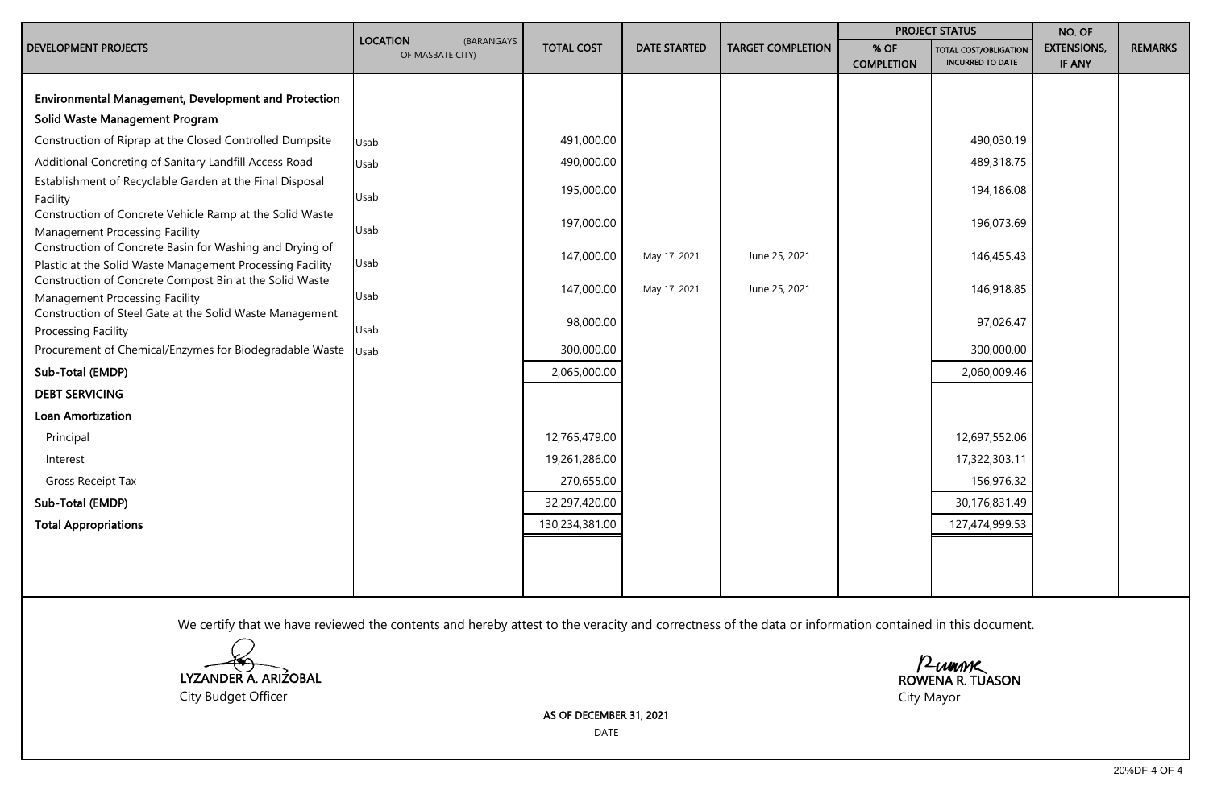| DEVELOPMENT PROJECTS | LOCATION (BARANGAYS OF MASBATE CITY) | TOTAL COST | DATE STARTED | TARGET COMPLETION | PROJECT STATUS | | NO. OF EXTENSIONS, IF ANY | REMARKS |
|---|---|---|---|---|---|---|---|---|
| | | | | | % OF COMPLETION | TOTAL COST/OBLIGATION INCURRED TO DATE | | |
| **Environmental Management, Development and Protection** | | | | | | | | |
| **Solid Waste Management Program** | | | | | | | | |
| Construction of Riprap at the Closed Controlled Dumpsite | Usab | 491,000.00 | | | | 490,030.19 | | |
| Additional Concreting of Sanitary Landfill Access Road | Usab | 490,000.00 | | | | 489,318.75 | | |
| Establishment of Recyclable Garden at the Final Disposal Facility | Usab | 195,000.00 | | | | 194,186.08 | | |
| Construction of Concrete Vehicle Ramp at the Solid Waste Management Processing Facility | Usab | 197,000.00 | | | | 196,073.69 | | |
| Construction of Concrete Basin for Washing and Drying of Plastic at the Solid Waste Management Processing Facility | Usab | 147,000.00 | May 17, 2021 | June 25, 2021 | | 146,455.43 | | |
| Construction of Concrete Compost Bin at the Solid Waste Management Processing Facility | Usab | 147,000.00 | May 17, 2021 | June 25, 2021 | | 146,918.85 | | |
| Construction of Steel Gate at the Solid Waste Management Processing Facility | Usab | 98,000.00 | | | | 97,026.47 | | |
| Procurement of Chemical/Enzymes for Biodegradable Waste | Usab | 300,000.00 | | | | 300,000.00 | | |
| **Sub-Total (EMDP)** | | 2,065,000.00 | | | | 2,060,009.46 | | |
| **DEBT SERVICING** | | | | | | | | |
| **Loan Amortization** | | | | | | | | |
| Principal | | 12,765,479.00 | | | | 12,697,552.06 | | |
| Interest | | 19,261,286.00 | | | | 17,322,303.11 | | |
| Gross Receipt Tax | | 270,655.00 | | | | 156,976.32 | | |
| **Sub-Total (EMDP)** | | 32,297,420.00 | | | | 30,176,831.49 | | |
| **Total Appropriations** | | 130,234,381.00 | | | | 127,474,999.53 | | |

We certify that we have reviewed the contents and hereby attest to the veracity and correctness of the data or information contained in this document.

**LYZANDER A. ARIZOBAL**
City Budget Officer

**ROWENA R. TUASON**
City Mayor

**AS OF DECEMBER 31, 2021**
DATE